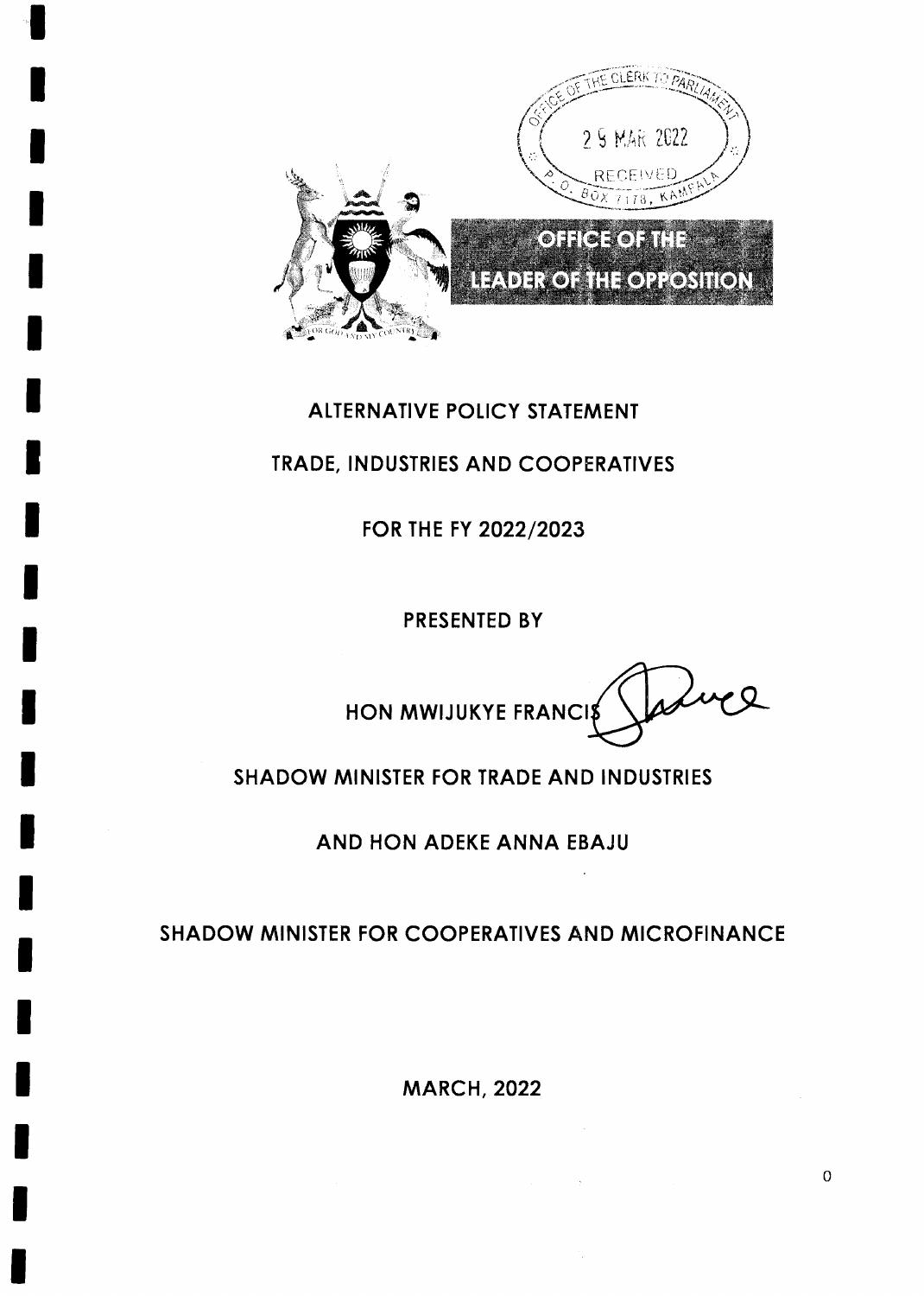OFFICE OF THE LEADER OF THE OPPOSITION

# ALTERNATIVE POLICY STATEMENT

# TRADE, INDUSTRIES AND COOPERATIVES

# FOR THE FY 2022/2023

PRESENTED BY

HON MWIJUKYE FRANCIS

SHADOW MINISTER FOR TRADE AND INDUSTRIES

AND HON ADEKE ANNA EBAJU

SHADOW MINISTER FOR COOPERATIVES AND MICROFINANCE

MARCH, 2022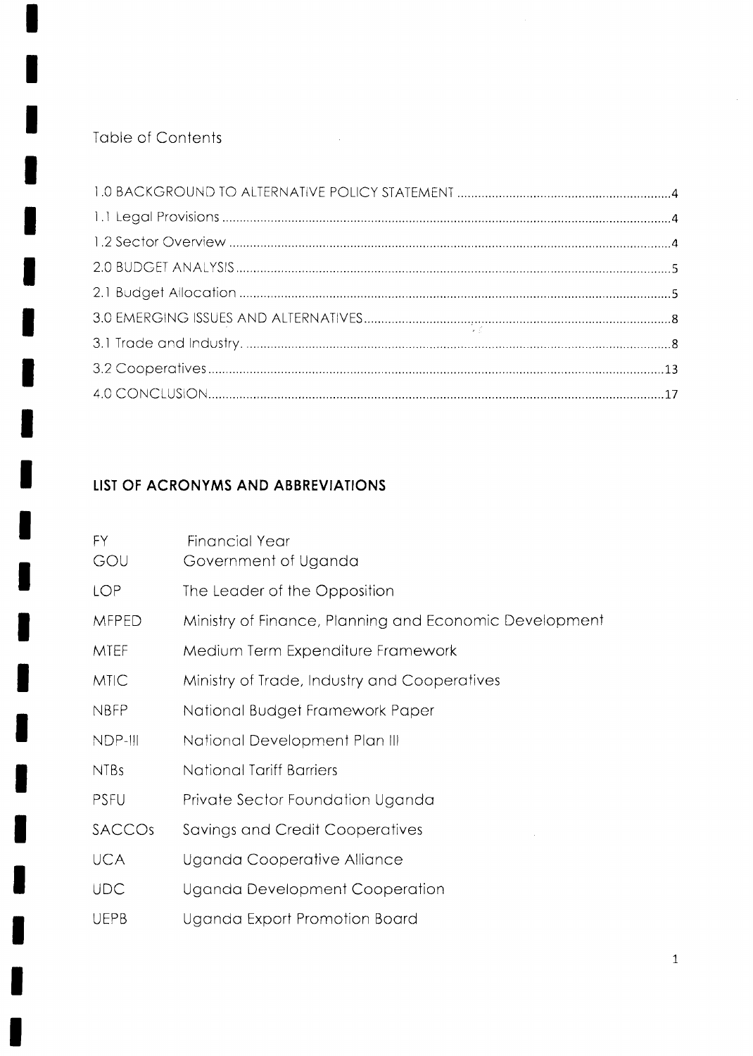## Table of Contents

1.0 BACKGROUND TO ALTERNATIVE POLICY STATEMENT ....................................................................4
1.1 Legal Provisions ....................................................................................................................4
1.2 Sector Overview ....................................................................................................................4
2.0 BUDGET ANALYSIS ...............................................................................................................5
2.1 Budget Allocation ..................................................................................................................5
3.0 EMERGING ISSUES AND ALTERNATIVES ..................................................................................8
3.1 Trade and Industry. .................................................................................................................8
3.2 Cooperatives .........................................................................................................................13
4.0 CONCLUSION .......................................................................................................................17

## LIST OF ACRONYMS AND ABBREVIATIONS

| | |
|---|---|
| FY | Financial Year |
| GOU | Government of Uganda |
| LOP | The Leader of the Opposition |
| MFPED | Ministry of Finance, Planning and Economic Development |
| MTEF | Medium Term Expenditure Framework |
| MTIC | Ministry of Trade, Industry and Cooperatives |
| NBFP | National Budget Framework Paper |
| NDP-III | National Development Plan III |
| NTBs | National Tariff Barriers |
| PSFU | Private Sector Foundation Uganda |
| SACCOs | Savings and Credit Cooperatives |
| UCA | Uganda Cooperative Alliance |
| UDC | Uganda Development Cooperation |
| UEPB | Uganda Export Promotion Board |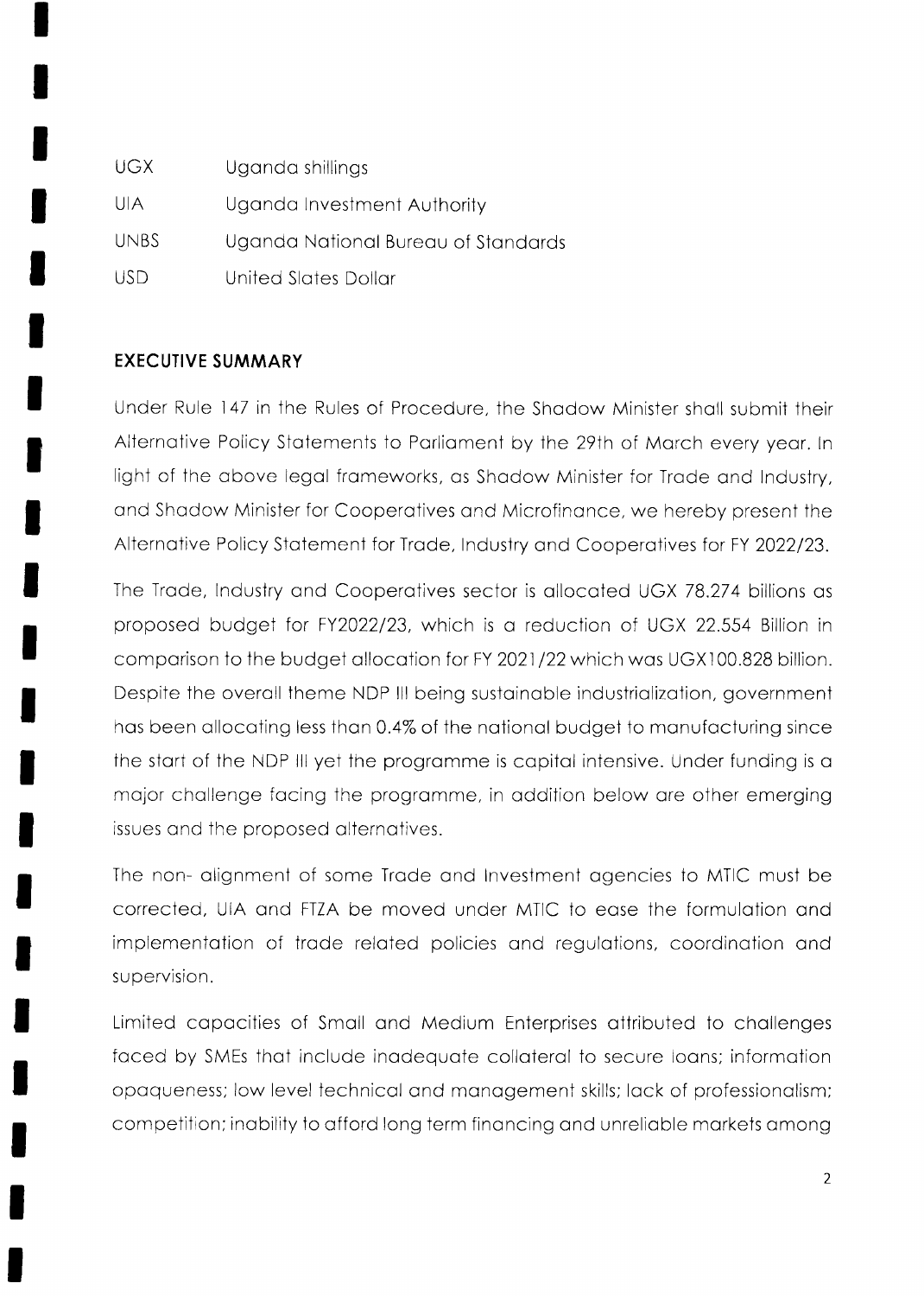| | |
|---|---|
| UGX | Uganda shillings |
| UIA | Uganda Investment Authority |
| UNBS | Uganda National Bureau of Standards |
| USD | United States Dollar |

## EXECUTIVE SUMMARY

Under Rule 147 in the Rules of Procedure, the Shadow Minister shall submit their Alternative Policy Statements to Parliament by the 29th of March every year. In light of the above legal frameworks, as Shadow Minister for Trade and Industry, and Shadow Minister for Cooperatives and Microfinance, we hereby present the Alternative Policy Statement for Trade, Industry and Cooperatives for FY 2022/23.

The Trade, Industry and Cooperatives sector is allocated UGX 78.274 billions as proposed budget for FY2022/23, which is a reduction of UGX 22.554 Billion in comparison to the budget allocation for FY 2021/22 which was UGX100.828 billion. Despite the overall theme NDP III being sustainable industrialization, government has been allocating less than 0.4% of the national budget to manufacturing since the start of the NDP III yet the programme is capital intensive. Under funding is a major challenge facing the programme, in addition below are other emerging issues and the proposed alternatives.

The non- alignment of some Trade and Investment agencies to MTIC must be corrected, UIA and FTZA be moved under MTIC to ease the formulation and implementation of trade related policies and regulations, coordination and supervision.

Limited capacities of Small and Medium Enterprises attributed to challenges faced by SMEs that include inadequate collateral to secure loans; information opaqueness; low level technical and management skills; lack of professionalism; competition; inability to afford long term financing and unreliable markets among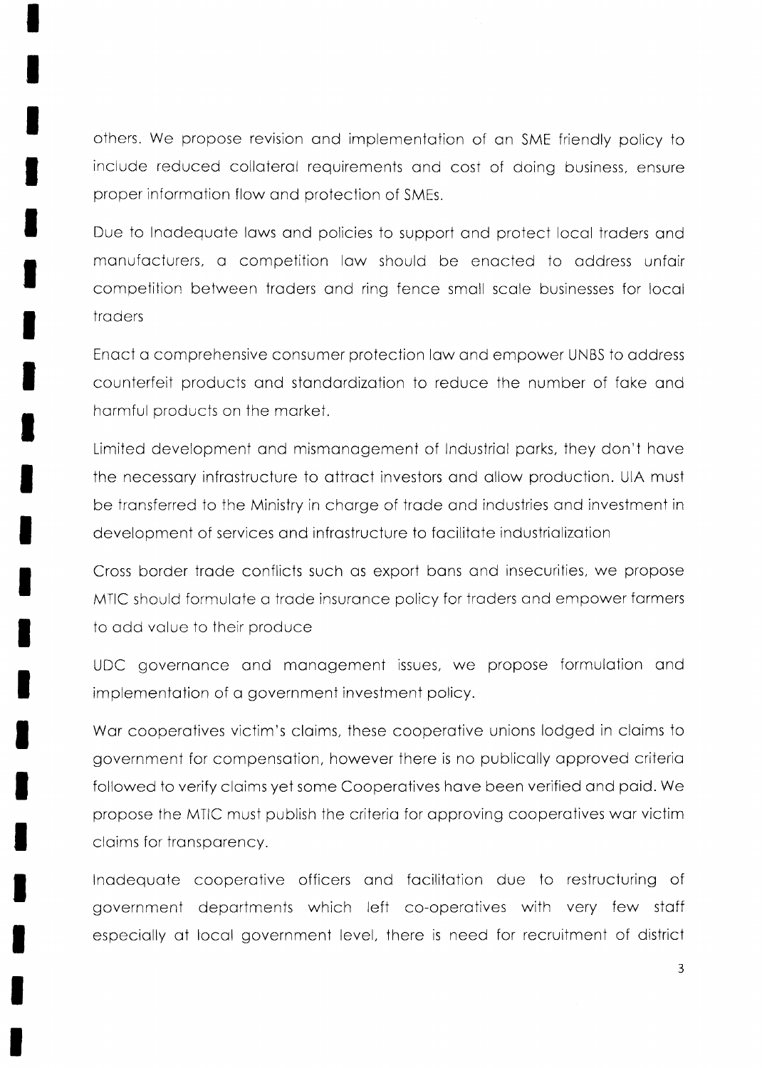others. We propose revision and implementation of an SME friendly policy to include reduced collateral requirements and cost of doing business, ensure proper information flow and protection of SMEs.

Due to Inadequate laws and policies to support and protect local traders and manufacturers, a competition law should be enacted to address unfair competition between traders and ring fence small scale businesses for local traders

Enact a comprehensive consumer protection law and empower UNBS to address counterfeit products and standardization to reduce the number of fake and harmful products on the market.

Limited development and mismanagement of Industrial parks, they don't have the necessary infrastructure to attract investors and allow production. UIA must be transferred to the Ministry in charge of trade and industries and investment in development of services and infrastructure to facilitate industrialization

Cross border trade conflicts such as export bans and insecurities, we propose MTIC should formulate a trade insurance policy for traders and empower farmers to add value to their produce

UDC governance and management issues, we propose formulation and implementation of a government investment policy.

War cooperatives victim's claims, these cooperative unions lodged in claims to government for compensation, however there is no publically approved criteria followed to verify claims yet some Cooperatives have been verified and paid. We propose the MTIC must publish the criteria for approving cooperatives war victim claims for transparency.

Inadequate cooperative officers and facilitation due to restructuring of government departments which left co-operatives with very few staff especially at local government level, there is need for recruitment of district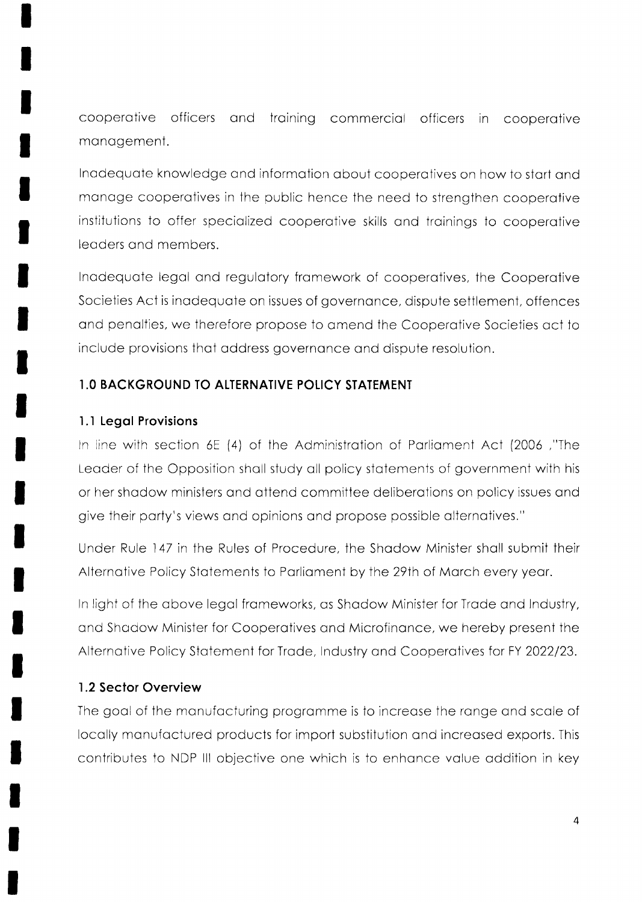cooperative officers and training commercial officers in cooperative management.

Inadequate knowledge and information about cooperatives on how to start and manage cooperatives in the public hence the need to strengthen cooperative institutions to offer specialized cooperative skills and trainings to cooperative leaders and members.

Inadequate legal and regulatory framework of cooperatives, the Cooperative Societies Act is inadequate on issues of governance, dispute settlement, offences and penalties, we therefore propose to amend the Cooperative Societies act to include provisions that address governance and dispute resolution.

## 1.0 BACKGROUND TO ALTERNATIVE POLICY STATEMENT

### 1.1 Legal Provisions

In line with section 6E (4) of the Administration of Parliament Act (2006 ,"The Leader of the Opposition shall study all policy statements of government with his or her shadow ministers and attend committee deliberations on policy issues and give their party's views and opinions and propose possible alternatives."

Under Rule 147 in the Rules of Procedure, the Shadow Minister shall submit their Alternative Policy Statements to Parliament by the 29th of March every year.

In light of the above legal frameworks, as Shadow Minister for Trade and Industry, and Shadow Minister for Cooperatives and Microfinance, we hereby present the Alternative Policy Statement for Trade, Industry and Cooperatives for FY 2022/23.

### 1.2 Sector Overview

The goal of the manufacturing programme is to increase the range and scale of locally manufactured products for import substitution and increased exports. This contributes to NDP III objective one which is to enhance value addition in key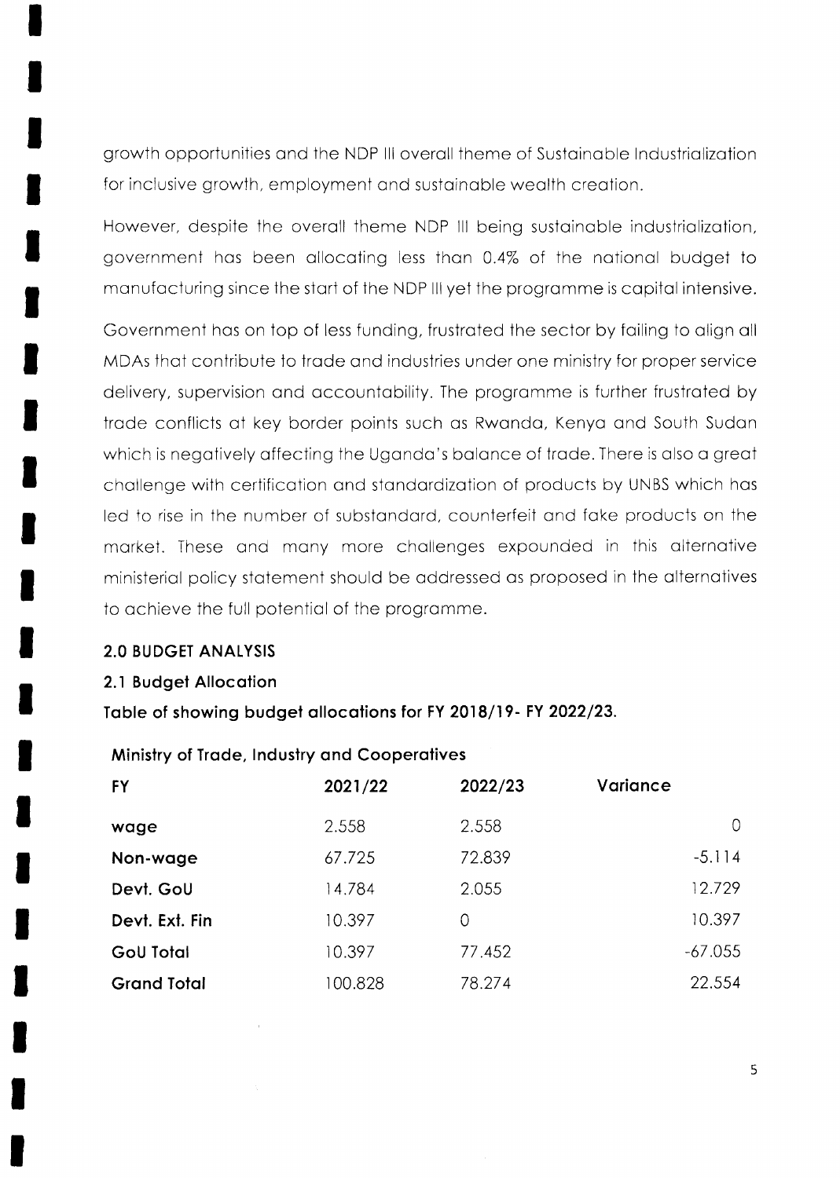growth opportunities and the NDP III overall theme of Sustainable Industrialization for inclusive growth, employment and sustainable wealth creation.

However, despite the overall theme NDP III being sustainable industrialization, government has been allocating less than 0.4% of the national budget to manufacturing since the start of the NDP III yet the programme is capital intensive.

Government has on top of less funding, frustrated the sector by failing to align all MDAs that contribute to trade and industries under one ministry for proper service delivery, supervision and accountability. The programme is further frustrated by trade conflicts at key border points such as Rwanda, Kenya and South Sudan which is negatively affecting the Uganda's balance of trade. There is also a great challenge with certification and standardization of products by UNBS which has led to rise in the number of substandard, counterfeit and fake products on the market. These and many more challenges expounded in this alternative ministerial policy statement should be addressed as proposed in the alternatives to achieve the full potential of the programme.

## 2.0 BUDGET ANALYSIS

### 2.1 Budget Allocation

**Table of showing budget allocations for FY 2018/19- FY 2022/23.**

**Ministry of Trade, Industry and Cooperatives**

| FY | 2021/22 | 2022/23 | Variance |
|---|---|---|---|
| **wage** | 2.558 | 2.558 | 0 |
| **Non-wage** | 67.725 | 72.839 | -5.114 |
| **Devt. GoU** | 14.784 | 2.055 | 12.729 |
| **Devt. Ext. Fin** | 10.397 | 0 | 10.397 |
| **GoU Total** | 10.397 | 77.452 | -67.055 |
| **Grand Total** | 100.828 | 78.274 | 22.554 |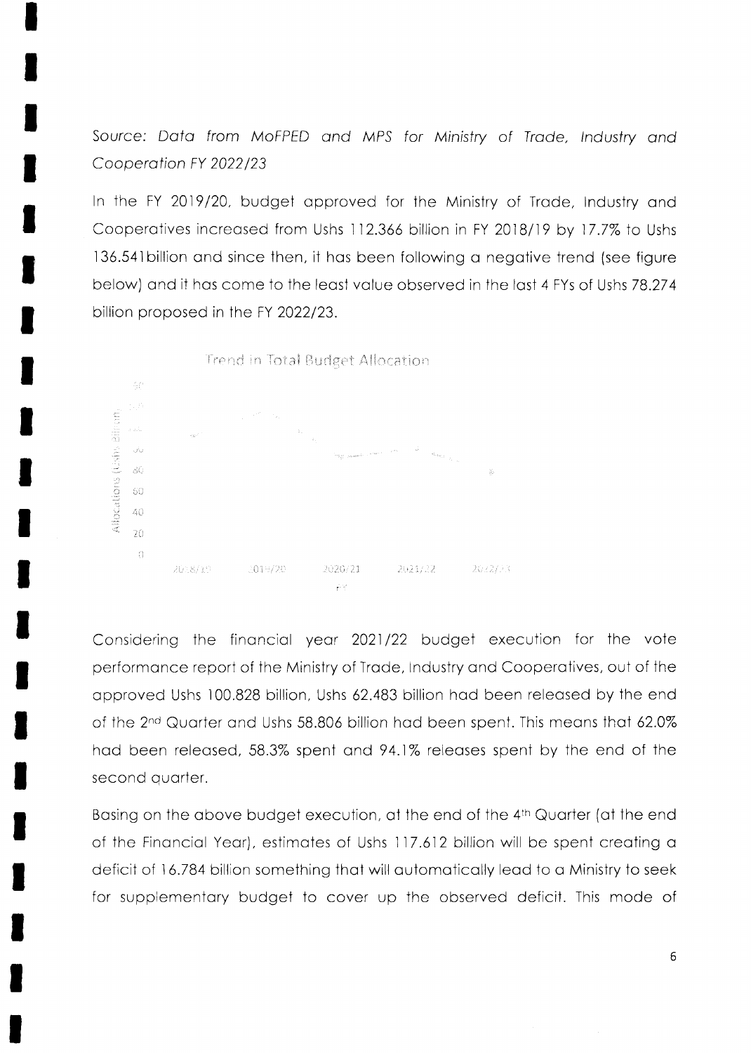*Source: Data from MoFPED and MPS for Ministry of Trade, Industry and Cooperation FY 2022/23*

In the FY 2019/20, budget approved for the Ministry of Trade, Industry and Cooperatives increased from Ushs 112.366 billion in FY 2018/19 by 17.7% to Ushs 136.541billion and since then, it has been following a negative trend (see figure below) and it has come to the least value observed in the last 4 FYs of Ushs 78.274 billion proposed in the FY 2022/23.

Trend in Total Budget Allocation

Considering the financial year 2021/22 budget execution for the vote performance report of the Ministry of Trade, Industry and Cooperatives, out of the approved Ushs 100.828 billion, Ushs 62.483 billion had been released by the end of the 2nd Quarter and Ushs 58.806 billion had been spent. This means that 62.0% had been released, 58.3% spent and 94.1% releases spent by the end of the second quarter.

Basing on the above budget execution, at the end of the 4th Quarter (at the end of the Financial Year), estimates of Ushs 117.612 billion will be spent creating a deficit of 16.784 billion something that will automatically lead to a Ministry to seek for supplementary budget to cover up the observed deficit. This mode of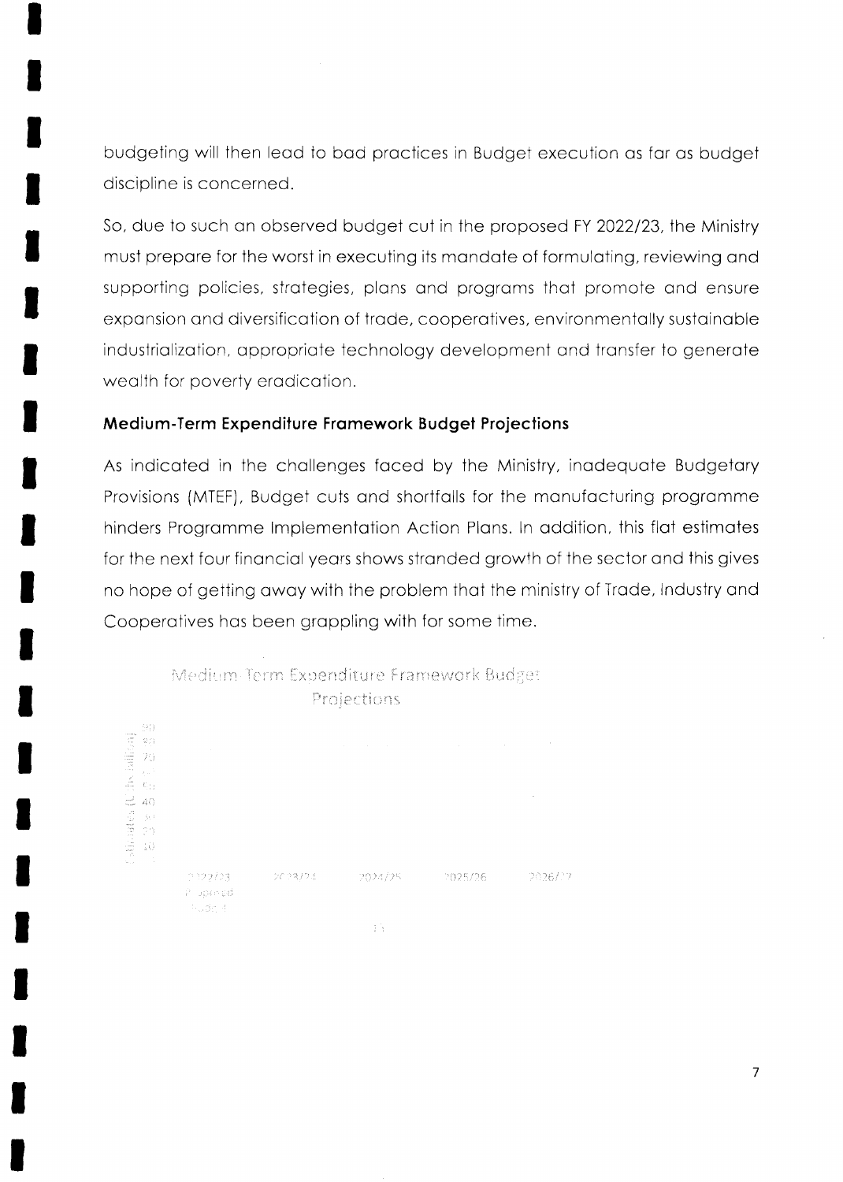budgeting will then lead to bad practices in Budget execution as far as budget discipline is concerned.

So, due to such an observed budget cut in the proposed FY 2022/23, the Ministry must prepare for the worst in executing its mandate of formulating, reviewing and supporting policies, strategies, plans and programs that promote and ensure expansion and diversification of trade, cooperatives, environmentally sustainable industrialization, appropriate technology development and transfer to generate wealth for poverty eradication.

**Medium-Term Expenditure Framework Budget Projections**

As indicated in the challenges faced by the Ministry, inadequate Budgetary Provisions (MTEF), Budget cuts and shortfalls for the manufacturing programme hinders Programme Implementation Action Plans. In addition, this flat estimates for the next four financial years shows stranded growth of the sector and this gives no hope of getting away with the problem that the ministry of Trade, Industry and Cooperatives has been grappling with for some time.

Medium Term Expenditure Framework Budget Projections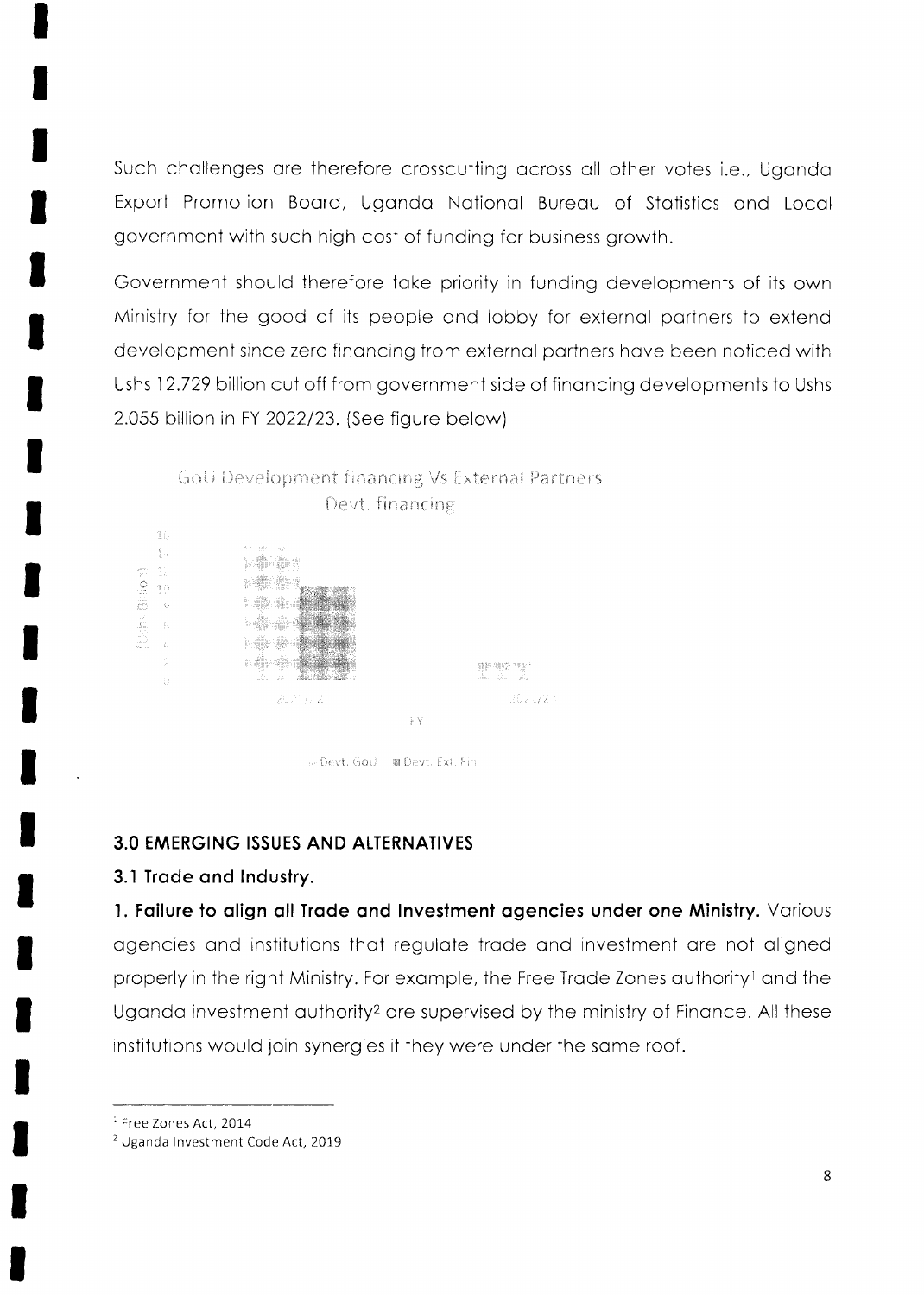Such challenges are therefore crosscutting across all other votes i.e., Uganda Export Promotion Board, Uganda National Bureau of Statistics and Local government with such high cost of funding for business growth.

Government should therefore take priority in funding developments of its own Ministry for the good of its people and lobby for external partners to extend development since zero financing from external partners have been noticed with Ushs 12.729 billion cut off from government side of financing developments to Ushs 2.055 billion in FY 2022/23. (See figure below)

GoU Development financing Vs External Partners Devt. financing

### 3.0 EMERGING ISSUES AND ALTERNATIVES

#### 3.1 Trade and Industry.

**1. Failure to align all Trade and Investment agencies under one Ministry.** Various agencies and institutions that regulate trade and investment are not aligned properly in the right Ministry. For example, the Free Trade Zones authority[1] and the Uganda investment authority[2] are supervised by the ministry of Finance. All these institutions would join synergies if they were under the same roof.

[1] Free Zones Act, 2014

[2] Uganda Investment Code Act, 2019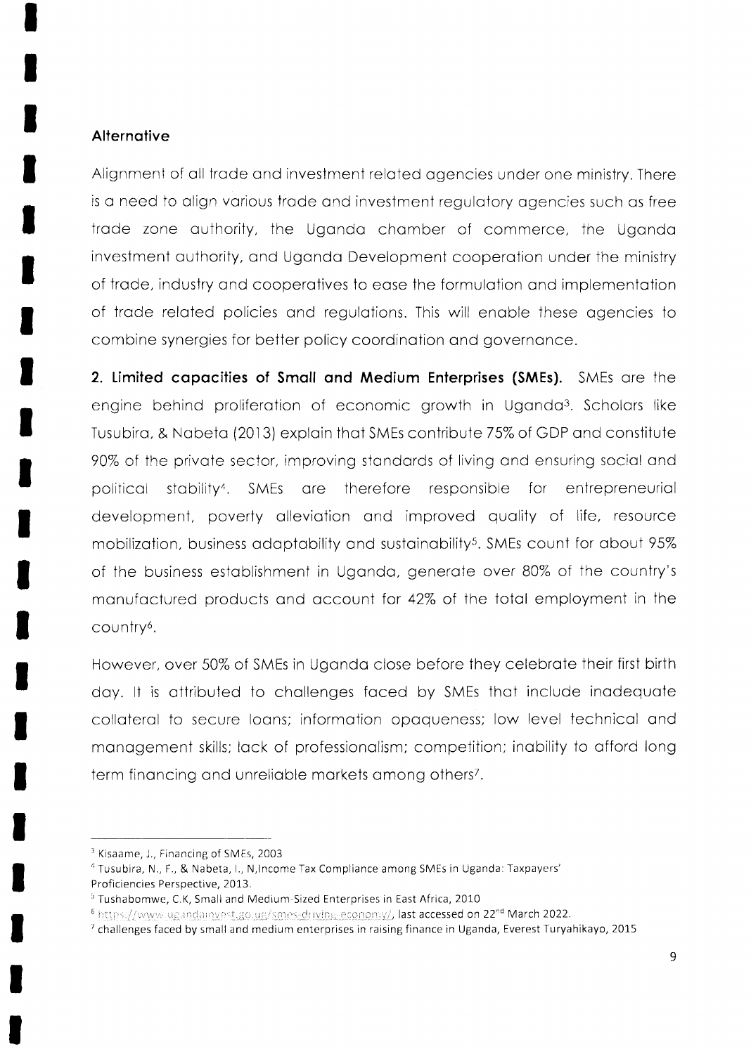### Alternative

Alignment of all trade and investment related agencies under one ministry. There is a need to align various trade and investment regulatory agencies such as free trade zone authority, the Uganda chamber of commerce, the Uganda investment authority, and Uganda Development cooperation under the ministry of trade, industry and cooperatives to ease the formulation and implementation of trade related policies and regulations. This will enable these agencies to combine synergies for better policy coordination and governance.

**2. Limited capacities of Small and Medium Enterprises (SMEs).** SMEs are the engine behind proliferation of economic growth in Uganda[3]. Scholars like Tusubira, & Nabeta (2013) explain that SMEs contribute 75% of GDP and constitute 90% of the private sector, improving standards of living and ensuring social and political stability[4]. SMEs are therefore responsible for entrepreneurial development, poverty alleviation and improved quality of life, resource mobilization, business adaptability and sustainability[5]. SMEs count for about 95% of the business establishment in Uganda, generate over 80% of the country's manufactured products and account for 42% of the total employment in the country[6].

However, over 50% of SMEs in Uganda close before they celebrate their first birth day. It is attributed to challenges faced by SMEs that include inadequate collateral to secure loans; information opaqueness; low level technical and management skills; lack of professionalism; competition; inability to afford long term financing and unreliable markets among others[7].

---

[3] Kisaame, J., Financing of SMEs, 2003

[4] Tusubira, N., F., & Nabeta, I., N,Income Tax Compliance among SMEs in Uganda: Taxpayers' Proficiencies Perspective, 2013.

[5] Tushabomwe, C.K, Small and Medium-Sized Enterprises in East Africa, 2010

[6] https://www.ugandainvest.go.ug/smes-driving-economy/, last accessed on 22nd March 2022.

[7] challenges faced by small and medium enterprises in raising finance in Uganda, Everest Turyahikayo, 2015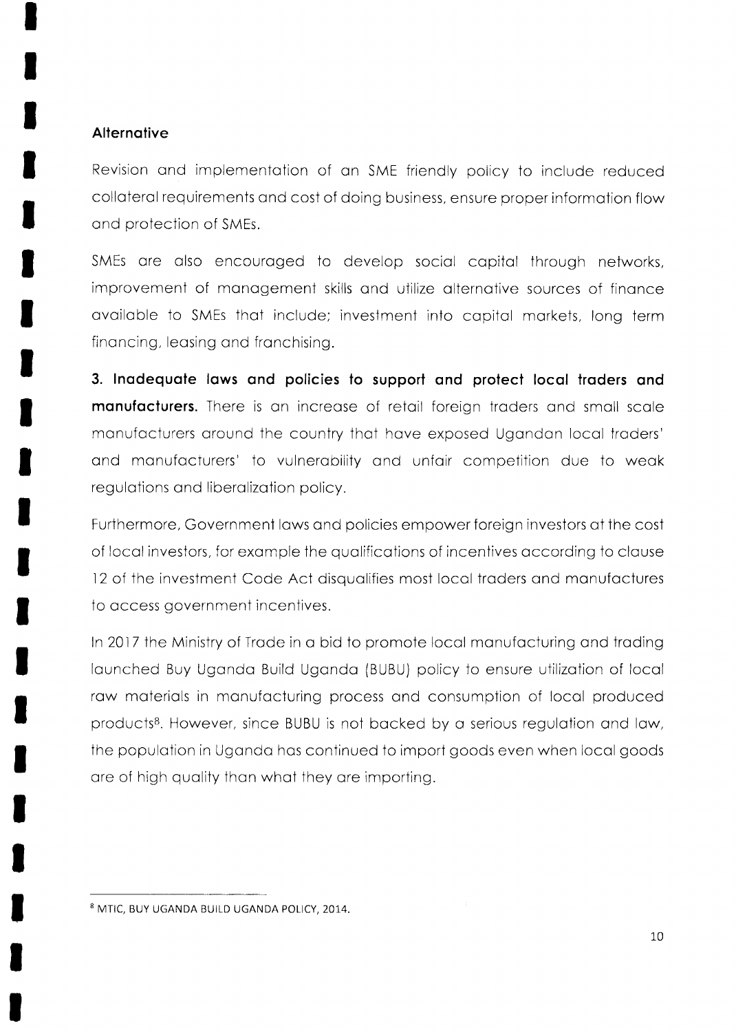**Alternative**

Revision and implementation of an SME friendly policy to include reduced collateral requirements and cost of doing business, ensure proper information flow and protection of SMEs.

SMEs are also encouraged to develop social capital through networks, improvement of management skills and utilize alternative sources of finance available to SMEs that include; investment into capital markets, long term financing, leasing and franchising.

**3. Inadequate laws and policies to support and protect local traders and manufacturers.** There is an increase of retail foreign traders and small scale manufacturers around the country that have exposed Ugandan local traders' and manufacturers' to vulnerability and unfair competition due to weak regulations and liberalization policy.

Furthermore, Government laws and policies empower foreign investors at the cost of local investors, for example the qualifications of incentives according to clause 12 of the investment Code Act disqualifies most local traders and manufactures to access government incentives.

In 2017 the Ministry of Trade in a bid to promote local manufacturing and trading launched Buy Uganda Build Uganda (BUBU) policy to ensure utilization of local raw materials in manufacturing process and consumption of local produced products[8]. However, since BUBU is not backed by a serious regulation and law, the population in Uganda has continued to import goods even when local goods are of high quality than what they are importing.

---

[8] MTIC, BUY UGANDA BUILD UGANDA POLICY, 2014.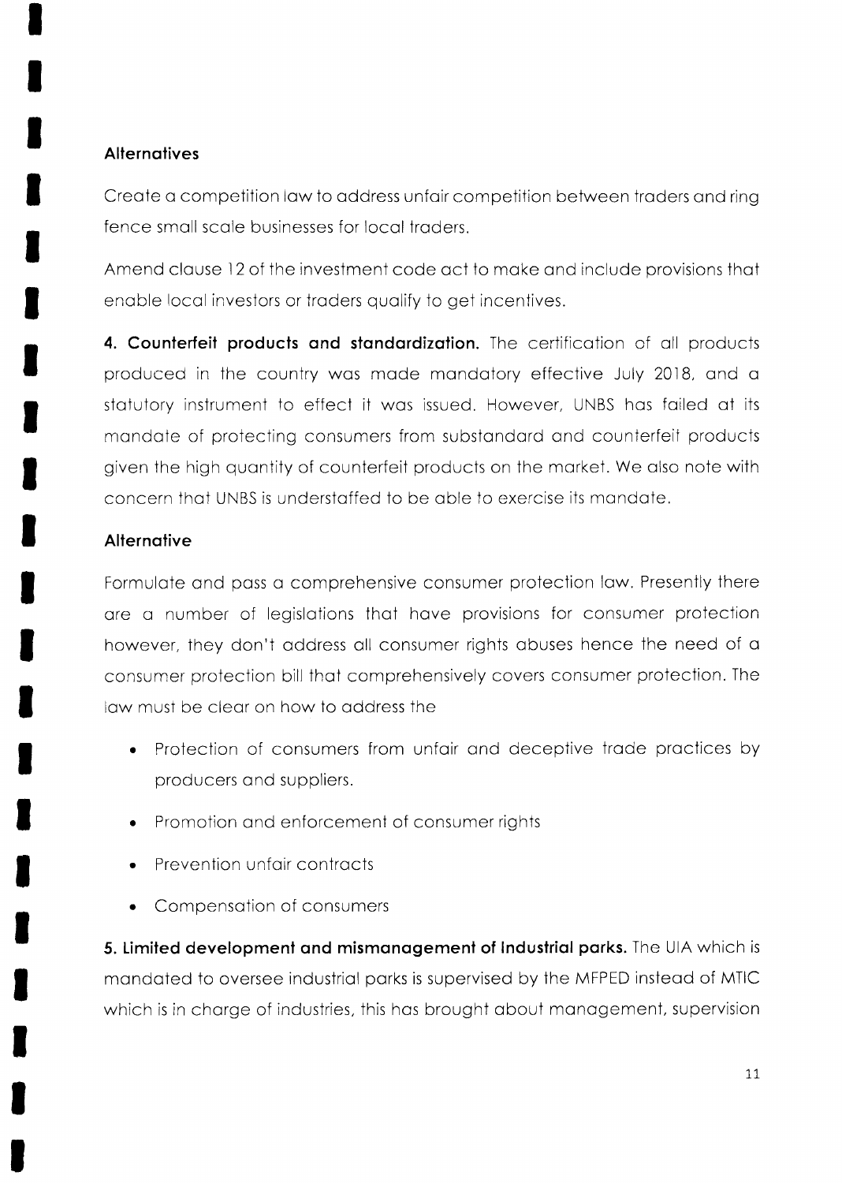**Alternatives**

Create a competition law to address unfair competition between traders and ring fence small scale businesses for local traders.

Amend clause 12 of the investment code act to make and include provisions that enable local investors or traders qualify to get incentives.

**4. Counterfeit products and standardization.** The certification of all products produced in the country was made mandatory effective July 2018, and a statutory instrument to effect it was issued. However, UNBS has failed at its mandate of protecting consumers from substandard and counterfeit products given the high quantity of counterfeit products on the market. We also note with concern that UNBS is understaffed to be able to exercise its mandate.

**Alternative**

Formulate and pass a comprehensive consumer protection law. Presently there are a number of legislations that have provisions for consumer protection however, they don't address all consumer rights abuses hence the need of a consumer protection bill that comprehensively covers consumer protection. The law must be clear on how to address the

- Protection of consumers from unfair and deceptive trade practices by producers and suppliers.
- Promotion and enforcement of consumer rights
- Prevention unfair contracts
- Compensation of consumers

**5. Limited development and mismanagement of Industrial parks.** The UIA which is mandated to oversee industrial parks is supervised by the MFPED instead of MTIC which is in charge of industries, this has brought about management, supervision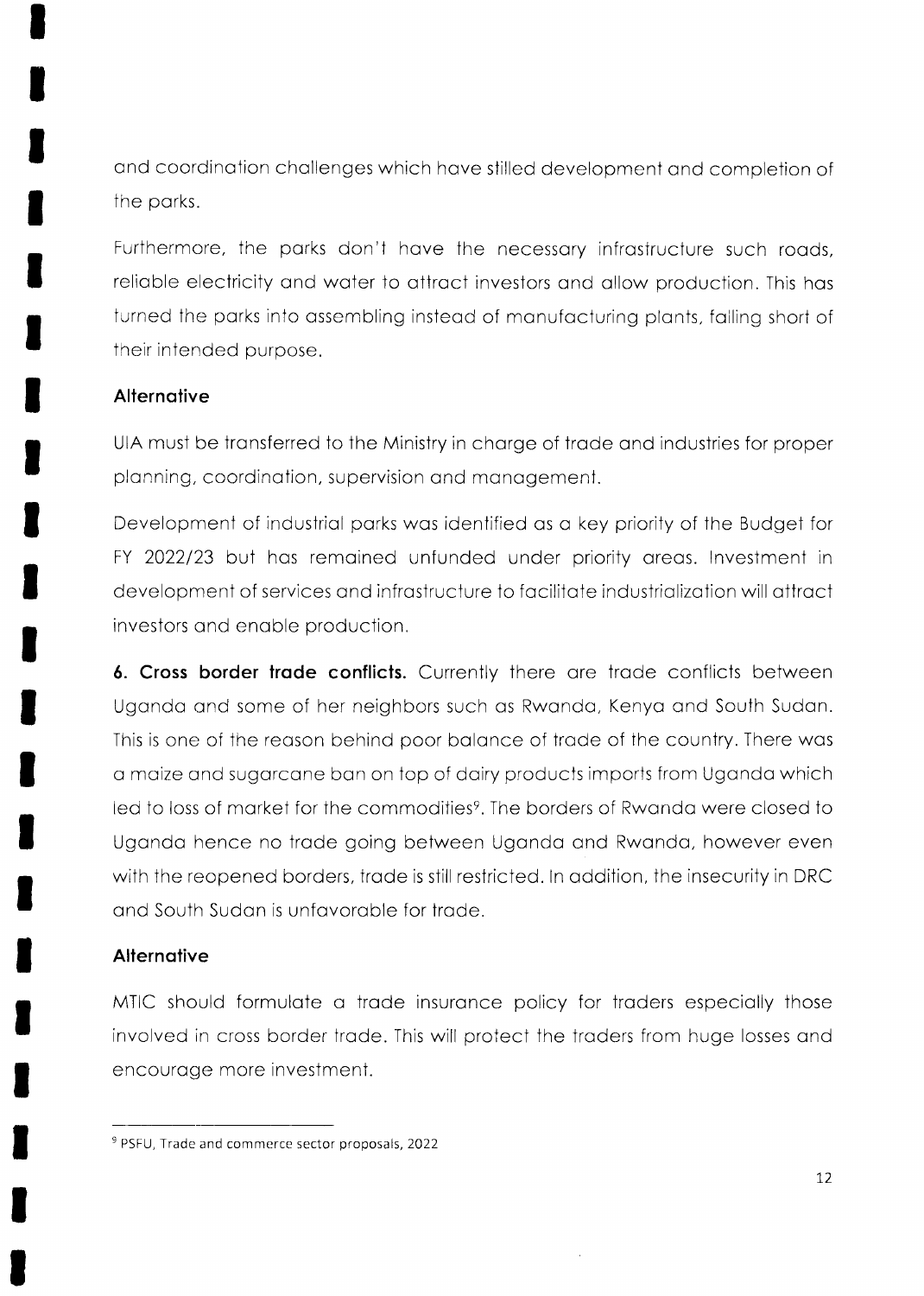and coordination challenges which have stilled development and completion of the parks.

Furthermore, the parks don't have the necessary infrastructure such roads, reliable electricity and water to attract investors and allow production. This has turned the parks into assembling instead of manufacturing plants, falling short of their intended purpose.

**Alternative**

UIA must be transferred to the Ministry in charge of trade and industries for proper planning, coordination, supervision and management.

Development of industrial parks was identified as a key priority of the Budget for FY 2022/23 but has remained unfunded under priority areas. Investment in development of services and infrastructure to facilitate industrialization will attract investors and enable production.

**6. Cross border trade conflicts.** Currently there are trade conflicts between Uganda and some of her neighbors such as Rwanda, Kenya and South Sudan. This is one of the reason behind poor balance of trade of the country. There was a maize and sugarcane ban on top of dairy products imports from Uganda which led to loss of market for the commodities[9]. The borders of Rwanda were closed to Uganda hence no trade going between Uganda and Rwanda, however even with the reopened borders, trade is still restricted. In addition, the insecurity in DRC and South Sudan is unfavorable for trade.

**Alternative**

MTIC should formulate a trade insurance policy for traders especially those involved in cross border trade. This will protect the traders from huge losses and encourage more investment.

---

[9] PSFU, Trade and commerce sector proposals, 2022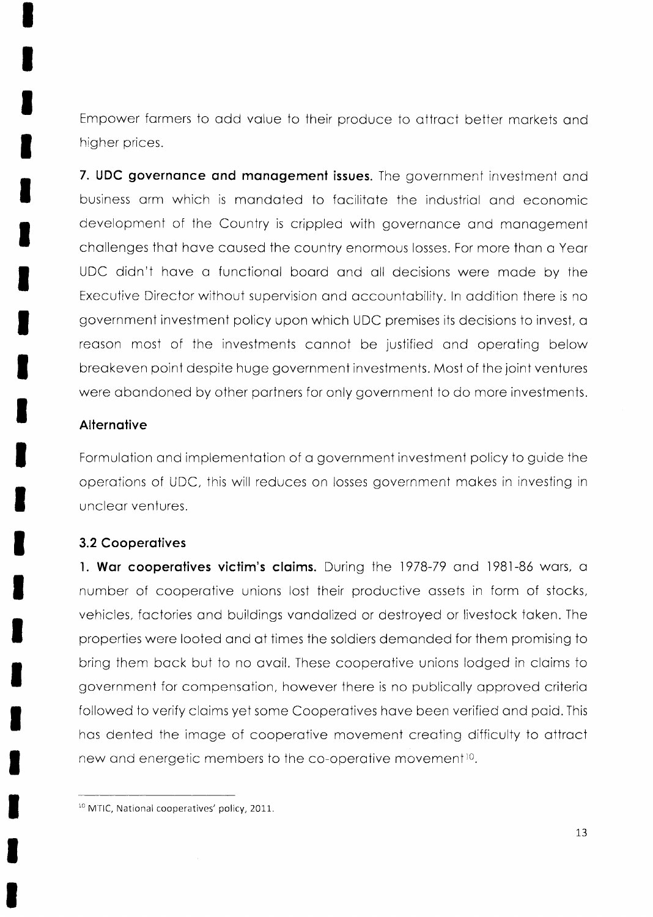Empower farmers to add value to their produce to attract better markets and higher prices.

**7. UDC governance and management issues.** The government investment and business arm which is mandated to facilitate the industrial and economic development of the Country is crippled with governance and management challenges that have caused the country enormous losses. For more than a Year UDC didn't have a functional board and all decisions were made by the Executive Director without supervision and accountability. In addition there is no government investment policy upon which UDC premises its decisions to invest, a reason most of the investments cannot be justified and operating below breakeven point despite huge government investments. Most of the joint ventures were abandoned by other partners for only government to do more investments.

**Alternative**

Formulation and implementation of a government investment policy to guide the operations of UDC, this will reduces on losses government makes in investing in unclear ventures.

### 3.2 Cooperatives

**1. War cooperatives victim's claims.** During the 1978-79 and 1981-86 wars, a number of cooperative unions lost their productive assets in form of stocks, vehicles, factories and buildings vandalized or destroyed or livestock taken. The properties were looted and at times the soldiers demanded for them promising to bring them back but to no avail. These cooperative unions lodged in claims to government for compensation, however there is no publically approved criteria followed to verify claims yet some Cooperatives have been verified and paid. This has dented the image of cooperative movement creating difficulty to attract new and energetic members to the co-operative movement[10].

[10] MTIC, National cooperatives' policy, 2011.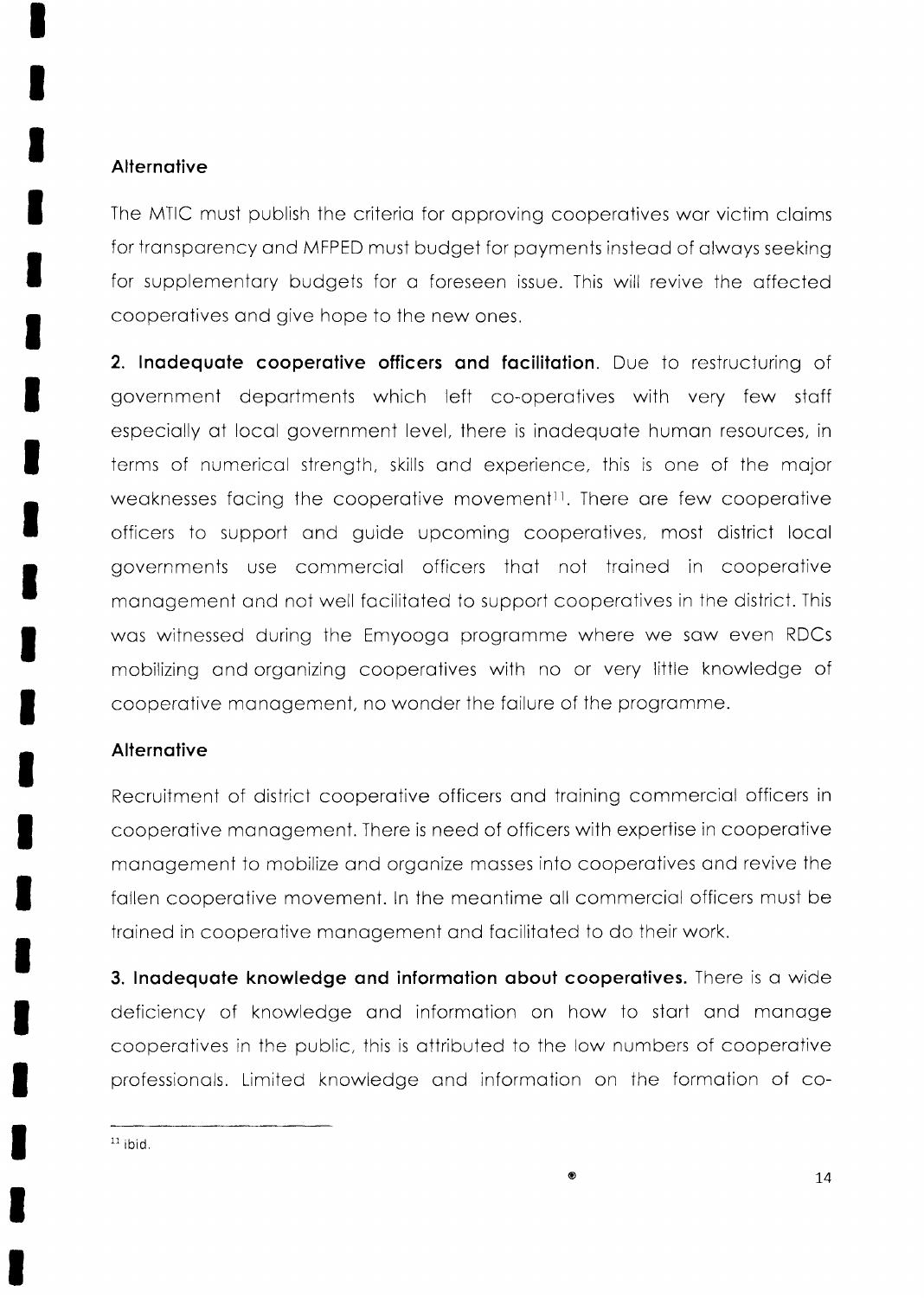**Alternative**

The MTIC must publish the criteria for approving cooperatives war victim claims for transparency and MFPED must budget for payments instead of always seeking for supplementary budgets for a foreseen issue. This will revive the affected cooperatives and give hope to the new ones.

**2. Inadequate cooperative officers and facilitation**. Due to restructuring of government departments which left co-operatives with very few staff especially at local government level, there is inadequate human resources, in terms of numerical strength, skills and experience, this is one of the major weaknesses facing the cooperative movement[11]. There are few cooperative officers to support and guide upcoming cooperatives, most district local governments use commercial officers that not trained in cooperative management and not well facilitated to support cooperatives in the district. This was witnessed during the Emyooga programme where we saw even RDCs mobilizing and organizing cooperatives with no or very little knowledge of cooperative management, no wonder the failure of the programme.

**Alternative**

Recruitment of district cooperative officers and training commercial officers in cooperative management. There is need of officers with expertise in cooperative management to mobilize and organize masses into cooperatives and revive the fallen cooperative movement. In the meantime all commercial officers must be trained in cooperative management and facilitated to do their work.

**3. Inadequate knowledge and information about cooperatives.** There is a wide deficiency of knowledge and information on how to start and manage cooperatives in the public, this is attributed to the low numbers of cooperative professionals. Limited knowledge and information on the formation of co-

---

[11] ibid.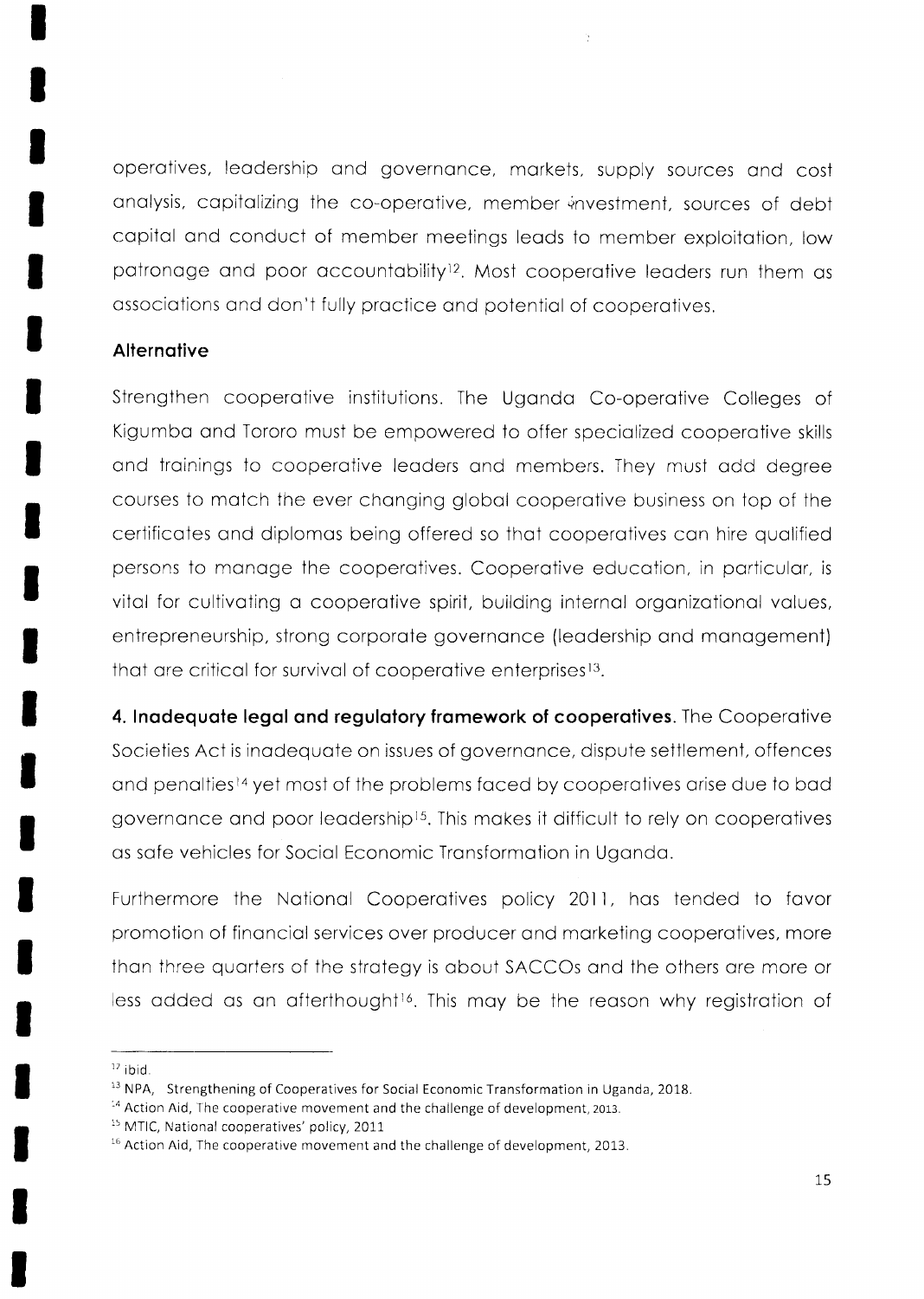operatives, leadership and governance, markets, supply sources and cost analysis, capitalizing the co-operative, member investment, sources of debt capital and conduct of member meetings leads to member exploitation, low patronage and poor accountability[12]. Most cooperative leaders run them as associations and don't fully practice and potential of cooperatives.

**Alternative**

Strengthen cooperative institutions. The Uganda Co-operative Colleges of Kigumba and Tororo must be empowered to offer specialized cooperative skills and trainings to cooperative leaders and members. They must add degree courses to match the ever changing global cooperative business on top of the certificates and diplomas being offered so that cooperatives can hire qualified persons to manage the cooperatives. Cooperative education, in particular, is vital for cultivating a cooperative spirit, building internal organizational values, entrepreneurship, strong corporate governance (leadership and management) that are critical for survival of cooperative enterprises[13].

**4. Inadequate legal and regulatory framework of cooperatives**. The Cooperative Societies Act is inadequate on issues of governance, dispute settlement, offences and penalties[14] yet most of the problems faced by cooperatives arise due to bad governance and poor leadership[15]. This makes it difficult to rely on cooperatives as safe vehicles for Social Economic Transformation in Uganda.

Furthermore the National Cooperatives policy 2011, has tended to favor promotion of financial services over producer and marketing cooperatives, more than three quarters of the strategy is about SACCOs and the others are more or less added as an afterthought[16]. This may be the reason why registration of

---

[12] ibid.

[13] NPA, Strengthening of Cooperatives for Social Economic Transformation in Uganda, 2018.

[14] Action Aid, The cooperative movement and the challenge of development, 2013.

[15] MTIC, National cooperatives' policy, 2011

[16] Action Aid, The cooperative movement and the challenge of development, 2013.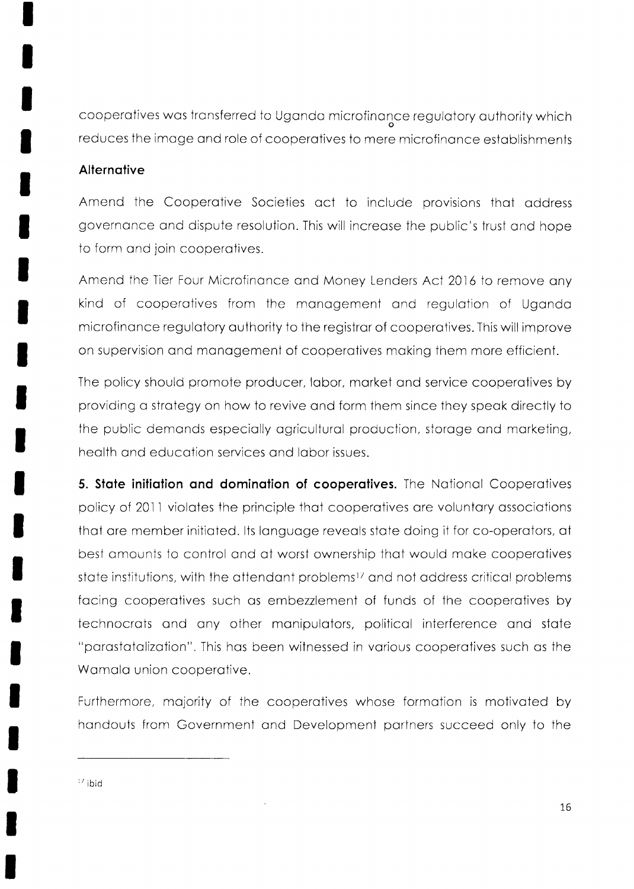cooperatives was transferred to Uganda microfinance regulatory authority which reduces the image and role of cooperatives to mere microfinance establishments

**Alternative**

Amend the Cooperative Societies act to include provisions that address governance and dispute resolution. This will increase the public's trust and hope to form and join cooperatives.

Amend the Tier Four Microfinance and Money Lenders Act 2016 to remove any kind of cooperatives from the management and regulation of Uganda microfinance regulatory authority to the registrar of cooperatives. This will improve on supervision and management of cooperatives making them more efficient.

The policy should promote producer, labor, market and service cooperatives by providing a strategy on how to revive and form them since they speak directly to the public demands especially agricultural production, storage and marketing, health and education services and labor issues.

**5. State initiation and domination of cooperatives.** The National Cooperatives policy of 2011 violates the principle that cooperatives are voluntary associations that are member initiated. Its language reveals state doing it for co-operators, at best amounts to control and at worst ownership that would make cooperatives state institutions, with the attendant problems[17] and not address critical problems facing cooperatives such as embezzlement of funds of the cooperatives by technocrats and any other manipulators, political interference and state "parastatalization". This has been witnessed in various cooperatives such as the Wamala union cooperative.

Furthermore, majority of the cooperatives whose formation is motivated by handouts from Government and Development partners succeed only to the

---

[17] ibid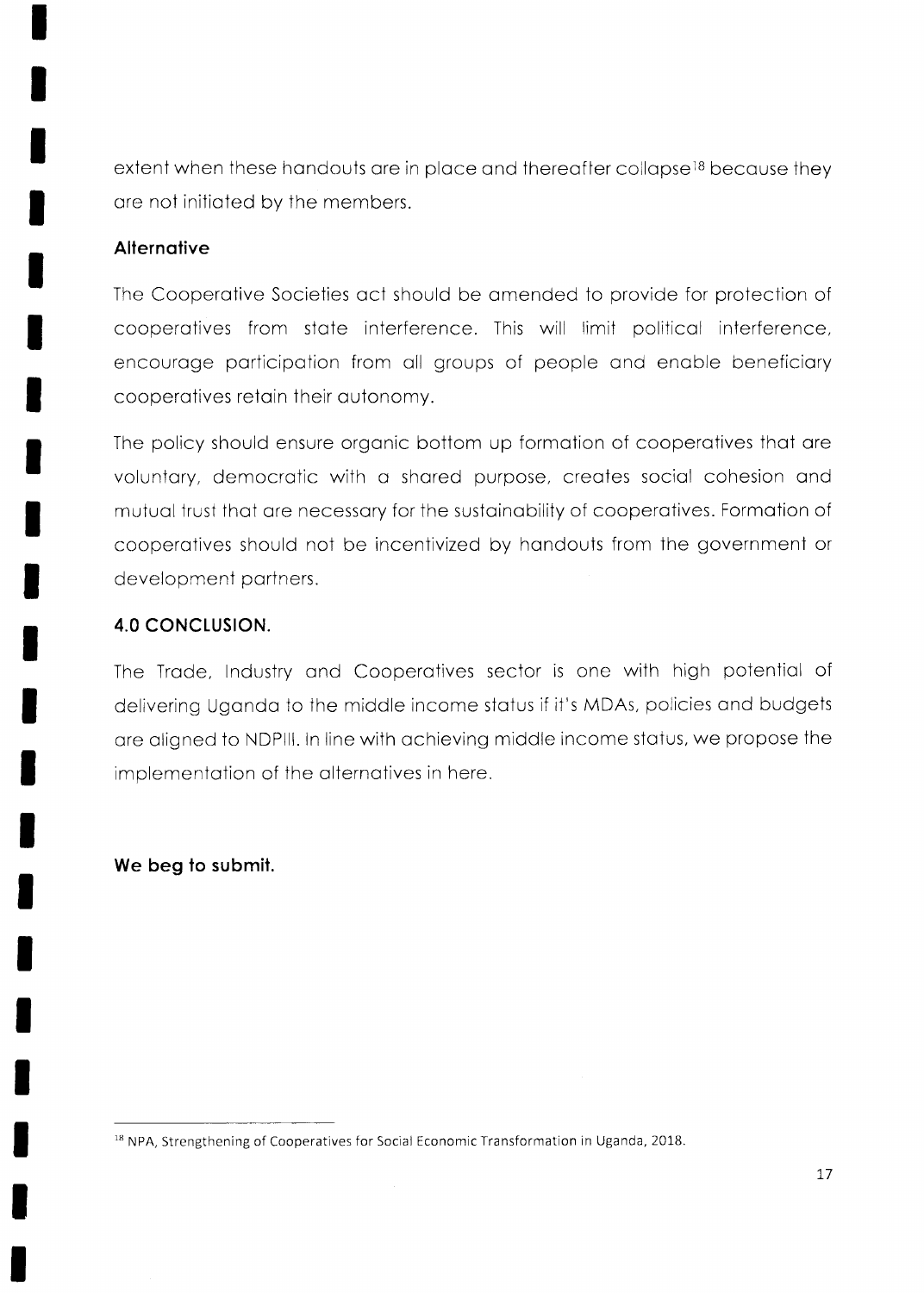extent when these handouts are in place and thereafter collapse[18] because they are not initiated by the members.

**Alternative**

The Cooperative Societies act should be amended to provide for protection of cooperatives from state interference. This will limit political interference, encourage participation from all groups of people and enable beneficiary cooperatives retain their autonomy.

The policy should ensure organic bottom up formation of cooperatives that are voluntary, democratic with a shared purpose, creates social cohesion and mutual trust that are necessary for the sustainability of cooperatives. Formation of cooperatives should not be incentivized by handouts from the government or development partners.

## 4.0 CONCLUSION.

The Trade, Industry and Cooperatives sector is one with high potential of delivering Uganda to the middle income status if it's MDAs, policies and budgets are aligned to NDPIII. In line with achieving middle income status, we propose the implementation of the alternatives in here.

**We beg to submit.**

---

[18] NPA, Strengthening of Cooperatives for Social Economic Transformation in Uganda, 2018.